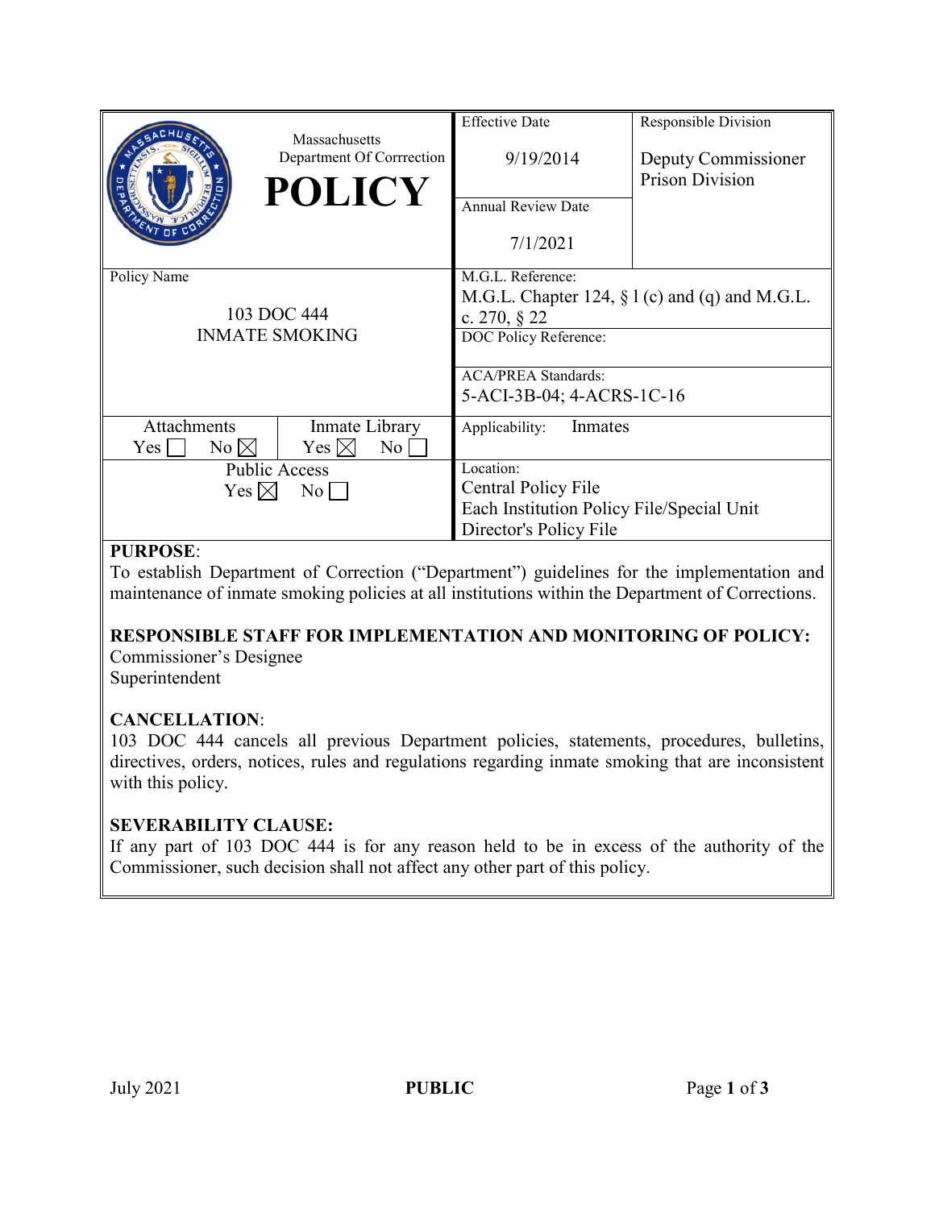| Massachusetts Department Of Corrrection **POLICY** | Effective Date 9/19/2014 | Responsible Division Deputy Commissioner Prison Division |
|---|---|---|
| | Annual Review Date 7/1/2021 | |
| Policy Name 103 DOC 444 INMATE SMOKING | M.G.L. Reference: M.G.L. Chapter 124, § 1 (c) and (q) and M.G.L. c. 270, § 22 | |
| | DOC Policy Reference: | |
| | ACA/PREA Standards: 5-ACI-3B-04; 4-ACRS-1C-16 | |
| Attachments Yes ☐ No ☒ / Inmate Library Yes ☒ No ☐ | Applicability: Inmates | |
| Public Access Yes ☒ No ☐ | Location: Central Policy File Each Institution Policy File/Special Unit Director's Policy File | |

**PURPOSE**:
To establish Department of Correction ("Department") guidelines for the implementation and maintenance of inmate smoking policies at all institutions within the Department of Corrections.

**RESPONSIBLE STAFF FOR IMPLEMENTATION AND MONITORING OF POLICY:**
Commissioner's Designee
Superintendent

**CANCELLATION**:
103 DOC 444 cancels all previous Department policies, statements, procedures, bulletins, directives, orders, notices, rules and regulations regarding inmate smoking that are inconsistent with this policy.

**SEVERABILITY CLAUSE:**
If any part of 103 DOC 444 is for any reason held to be in excess of the authority of the Commissioner, such decision shall not affect any other part of this policy.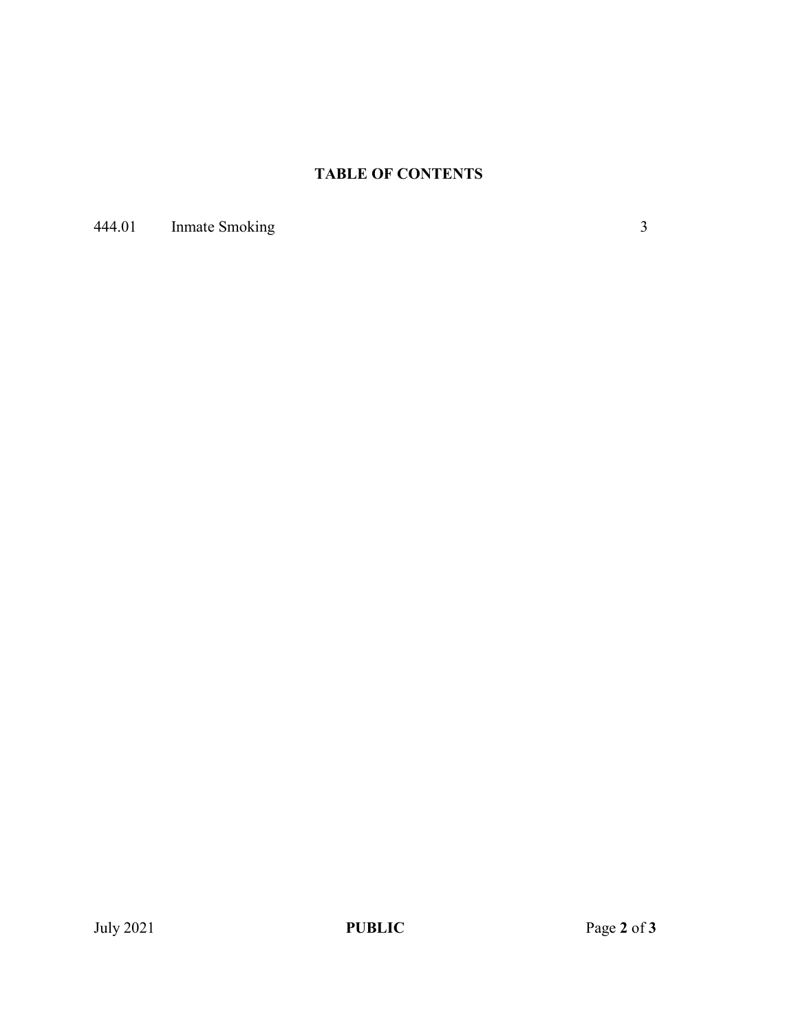# TABLE OF CONTENTS

| | | |
|---|---|---|
| 444.01 | Inmate Smoking | 3 |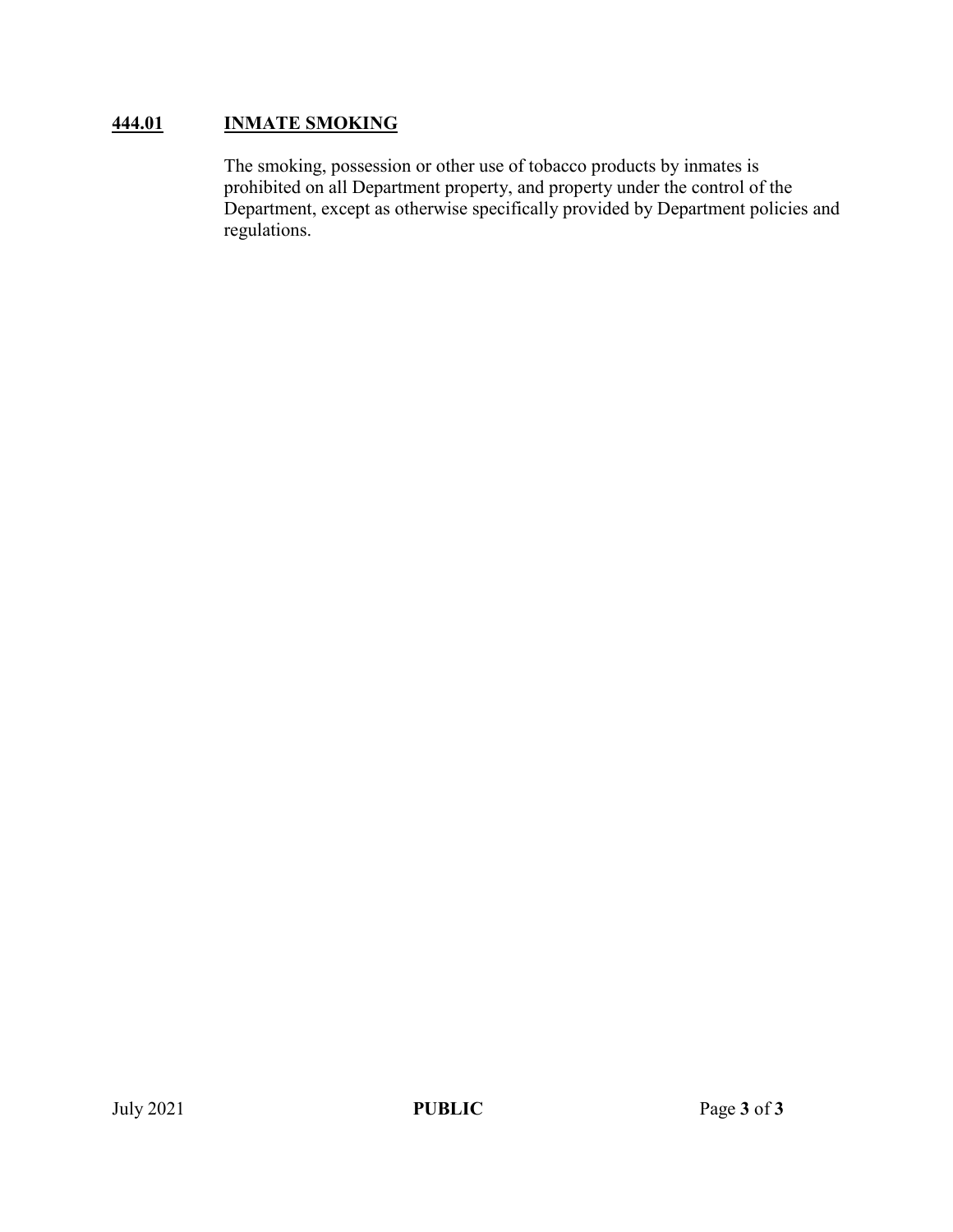## 444.01 INMATE SMOKING

The smoking, possession or other use of tobacco products by inmates is prohibited on all Department property, and property under the control of the Department, except as otherwise specifically provided by Department policies and regulations.